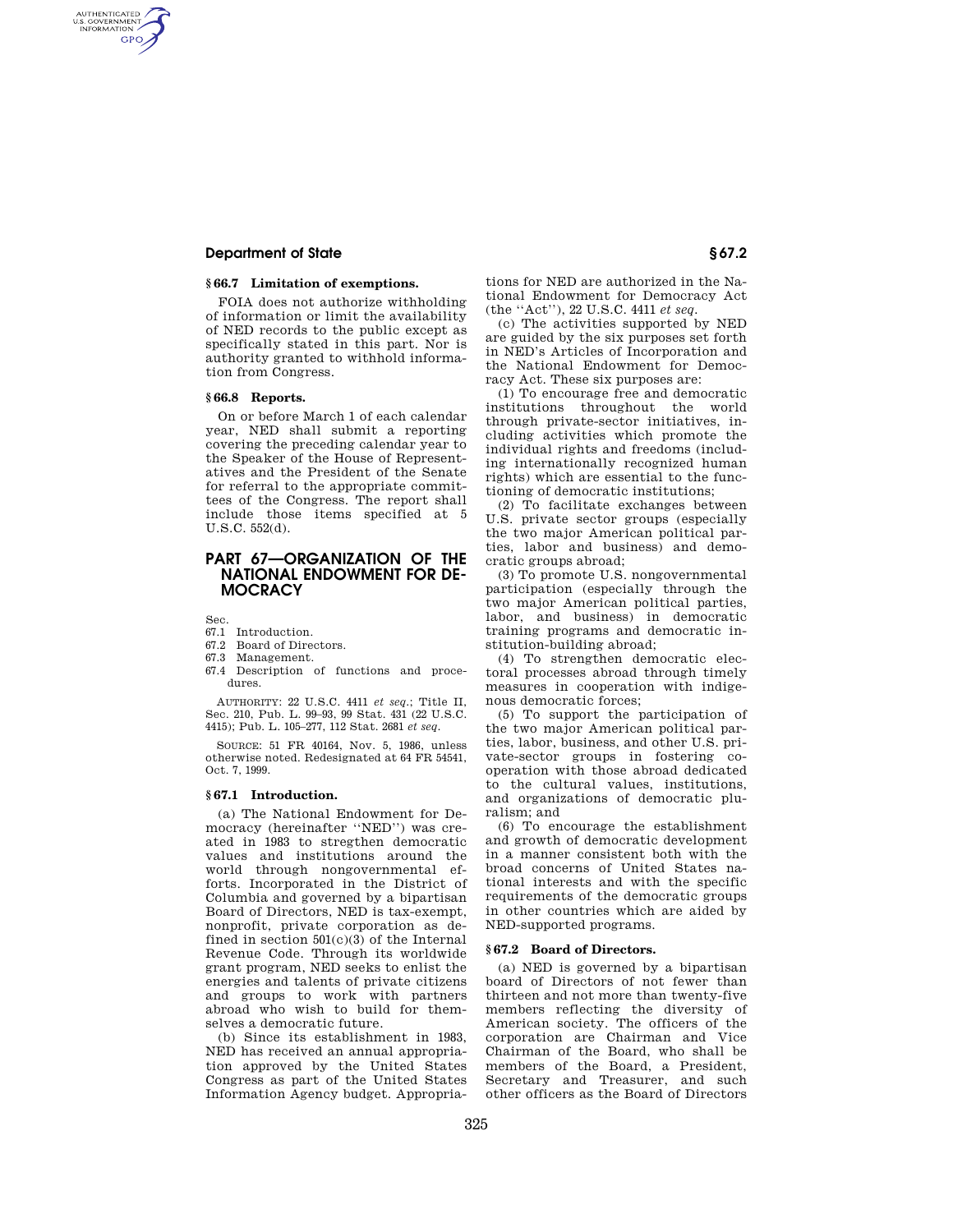## § 66.7 Limitation of exemptions.

FOIA does not authorize withholding of information or limit the availability of NED records to the public except as specifically stated in this part. Nor is authority granted to withhold information from Congress.

## § 66.8 Reports.

On or before March 1 of each calendar year, NED shall submit a reporting covering the preceding calendar year to the Speaker of the House of Representatives and the President of the Senate for referral to the appropriate committees of the Congress. The report shall include those items specified at 5 U.S.C. 552(d).

# PART 67—ORGANIZATION OF THE NATIONAL ENDOWMENT FOR DEMOCRACY

Sec.
67.1 Introduction.
67.2 Board of Directors.
67.3 Management.
67.4 Description of functions and procedures.

AUTHORITY: 22 U.S.C. 4411 *et seq.*; Title II, Sec. 210, Pub. L. 99–93, 99 Stat. 431 (22 U.S.C. 4415); Pub. L. 105–277, 112 Stat. 2681 *et seq.*

SOURCE: 51 FR 40164, Nov. 5, 1986, unless otherwise noted. Redesignated at 64 FR 54541, Oct. 7, 1999.

## § 67.1 Introduction.

(a) The National Endowment for Democracy (hereinafter "NED") was created in 1983 to stregthen democratic values and institutions around the world through nongovernmental efforts. Incorporated in the District of Columbia and governed by a bipartisan Board of Directors, NED is tax-exempt, nonprofit, private corporation as defined in section 501(c)(3) of the Internal Revenue Code. Through its worldwide grant program, NED seeks to enlist the energies and talents of private citizens and groups to work with partners abroad who wish to build for themselves a democratic future.

(b) Since its establishment in 1983, NED has received an annual appropriation approved by the United States Congress as part of the United States Information Agency budget. Appropriations for NED are authorized in the National Endowment for Democracy Act (the "Act"), 22 U.S.C. 4411 *et seq.*

(c) The activities supported by NED are guided by the six purposes set forth in NED's Articles of Incorporation and the National Endowment for Democracy Act. These six purposes are:

(1) To encourage free and democratic institutions throughout the world through private-sector initiatives, including activities which promote the individual rights and freedoms (including internationally recognized human rights) which are essential to the functioning of democratic institutions;

(2) To facilitate exchanges between U.S. private sector groups (especially the two major American political parties, labor and business) and democratic groups abroad;

(3) To promote U.S. nongovernmental participation (especially through the two major American political parties, labor, and business) in democratic training programs and democratic institution-building abroad;

(4) To strengthen democratic electoral processes abroad through timely measures in cooperation with indigenous democratic forces;

(5) To support the participation of the two major American political parties, labor, business, and other U.S. private-sector groups in fostering cooperation with those abroad dedicated to the cultural values, institutions, and organizations of democratic pluralism; and

(6) To encourage the establishment and growth of democratic development in a manner consistent both with the broad concerns of United States national interests and with the specific requirements of the democratic groups in other countries which are aided by NED-supported programs.

## § 67.2 Board of Directors.

(a) NED is governed by a bipartisan board of Directors of not fewer than thirteen and not more than twenty-five members reflecting the diversity of American society. The officers of the corporation are Chairman and Vice Chairman of the Board, who shall be members of the Board, a President, Secretary and Treasurer, and such other officers as the Board of Directors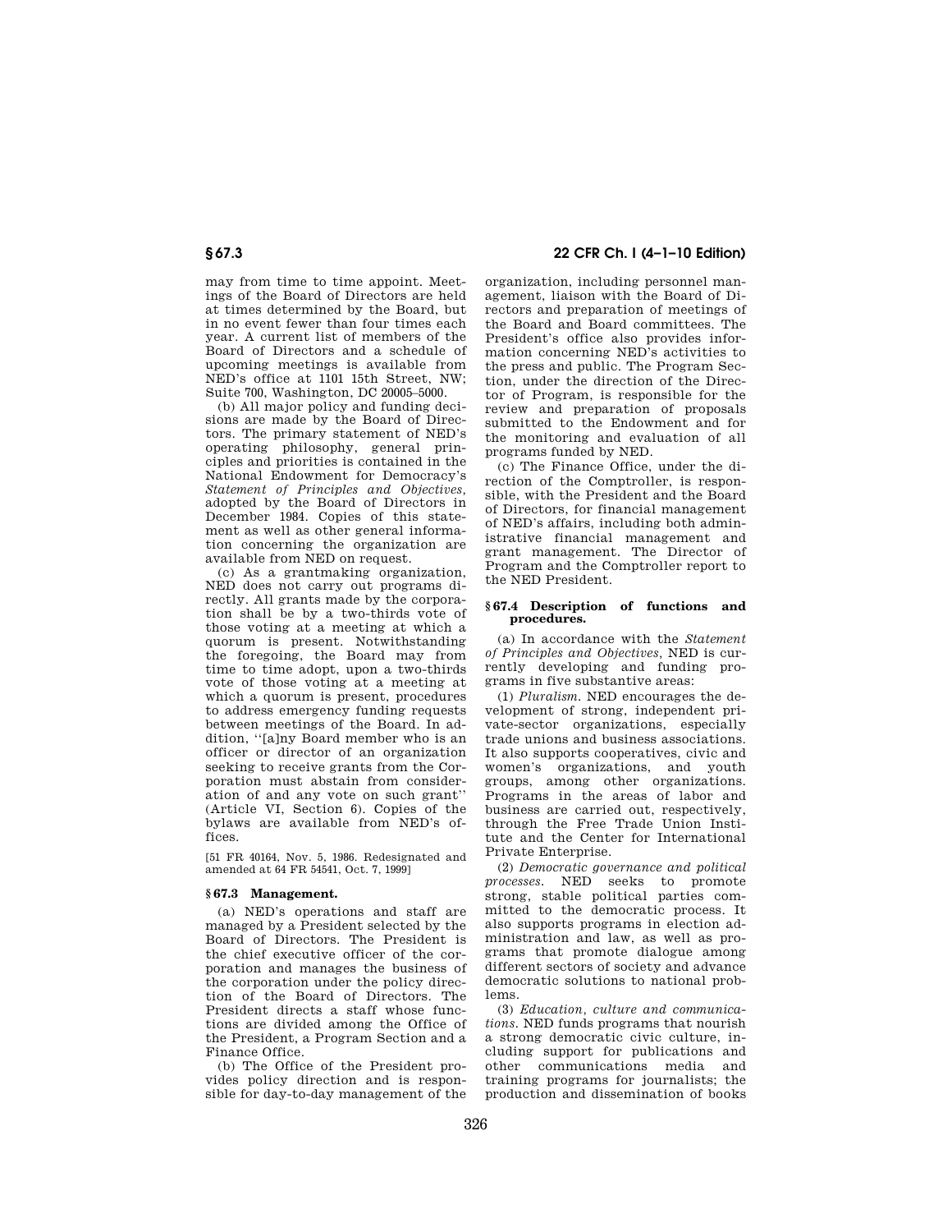may from time to time appoint. Meetings of the Board of Directors are held at times determined by the Board, but in no event fewer than four times each year. A current list of members of the Board of Directors and a schedule of upcoming meetings is available from NED's office at 1101 15th Street, NW; Suite 700, Washington, DC 20005–5000.

(b) All major policy and funding decisions are made by the Board of Directors. The primary statement of NED's operating philosophy, general principles and priorities is contained in the National Endowment for Democracy's *Statement of Principles and Objectives,* adopted by the Board of Directors in December 1984. Copies of this statement as well as other general information concerning the organization are available from NED on request.

(c) As a grantmaking organization, NED does not carry out programs directly. All grants made by the corporation shall be by a two-thirds vote of those voting at a meeting at which a quorum is present. Notwithstanding the foregoing, the Board may from time to time adopt, upon a two-thirds vote of those voting at a meeting at which a quorum is present, procedures to address emergency funding requests between meetings of the Board. In addition, ''[a]ny Board member who is an officer or director of an organization seeking to receive grants from the Corporation must abstain from consideration of and any vote on such grant'' (Article VI, Section 6). Copies of the bylaws are available from NED's offices.

[51 FR 40164, Nov. 5, 1986. Redesignated and amended at 64 FR 54541, Oct. 7, 1999]

## § 67.3 Management.

(a) NED's operations and staff are managed by a President selected by the Board of Directors. The President is the chief executive officer of the corporation and manages the business of the corporation under the policy direction of the Board of Directors. The President directs a staff whose functions are divided among the Office of the President, a Program Section and a Finance Office.

(b) The Office of the President provides policy direction and is responsible for day-to-day management of the organization, including personnel management, liaison with the Board of Directors and preparation of meetings of the Board and Board committees. The President's office also provides information concerning NED's activities to the press and public. The Program Section, under the direction of the Director of Program, is responsible for the review and preparation of proposals submitted to the Endowment and for the monitoring and evaluation of all programs funded by NED.

(c) The Finance Office, under the direction of the Comptroller, is responsible, with the President and the Board of Directors, for financial management of NED's affairs, including both administrative financial management and grant management. The Director of Program and the Comptroller report to the NED President.

## § 67.4 Description of functions and procedures.

(a) In accordance with the *Statement of Principles and Objectives,* NED is currently developing and funding programs in five substantive areas:

(1) *Pluralism.* NED encourages the development of strong, independent private-sector organizations, especially trade unions and business associations. It also supports cooperatives, civic and women's organizations, and youth groups, among other organizations. Programs in the areas of labor and business are carried out, respectively, through the Free Trade Union Institute and the Center for International Private Enterprise.

(2) *Democratic governance and political processes.* NED seeks to promote strong, stable political parties committed to the democratic process. It also supports programs in election administration and law, as well as programs that promote dialogue among different sectors of society and advance democratic solutions to national problems.

(3) *Education, culture and communications.* NED funds programs that nourish a strong democratic civic culture, including support for publications and other communications media and training programs for journalists; the production and dissemination of books